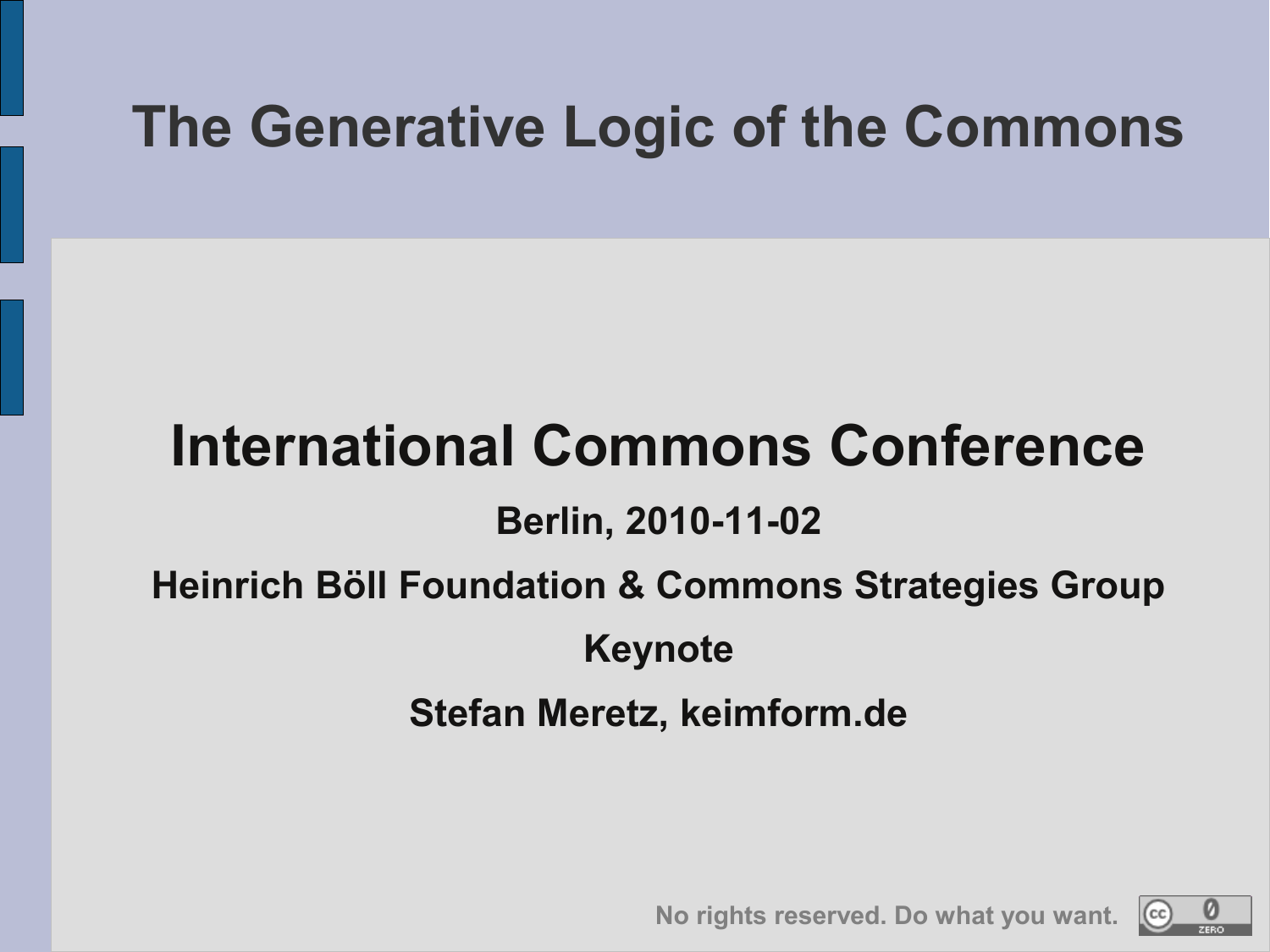# The Generative Logic of the Commons

## International Commons Conference

**Berlin, 2010-11-02**

**Heinrich Böll Foundation & Commons Strategies Group**

**Keynote**

**Stefan Meretz, keimform.de**

No rights reserved. Do what you want.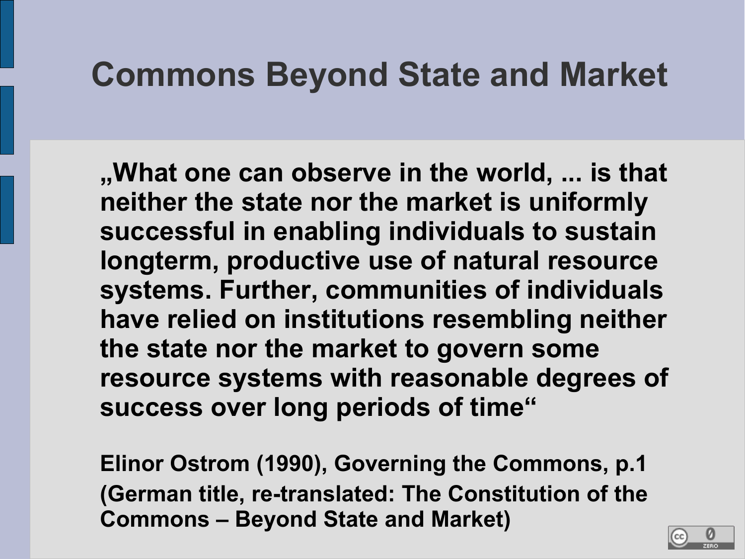# Commons Beyond State and Market

**„What one can observe in the world, ... is that neither the state nor the market is uniformly successful in enabling individuals to sustain longterm, productive use of natural resource systems. Further, communities of individuals have relied on institutions resembling neither the state nor the market to govern some resource systems with reasonable degrees of success over long periods of time"**

**Elinor Ostrom (1990), Governing the Commons, p.1 (German title, re-translated: The Constitution of the Commons – Beyond State and Market)**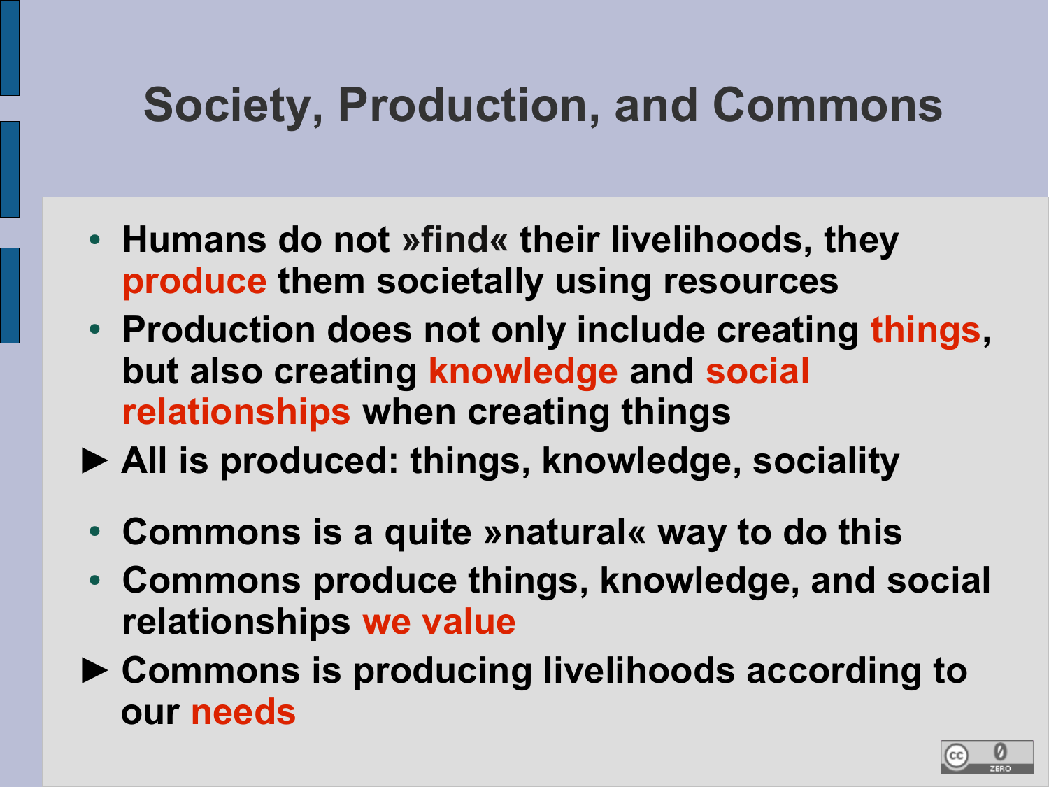# Society, Production, and Commons

- Humans do not »find« their livelihoods, they **produce** them societally using resources
- Production does not only include creating **things**, but also creating **knowledge** and **social relationships** when creating things

► All is produced: things, knowledge, sociality

- Commons is a quite »natural« way to do this
- Commons produce things, knowledge, and social relationships **we value**

► Commons is producing livelihoods according to our **needs**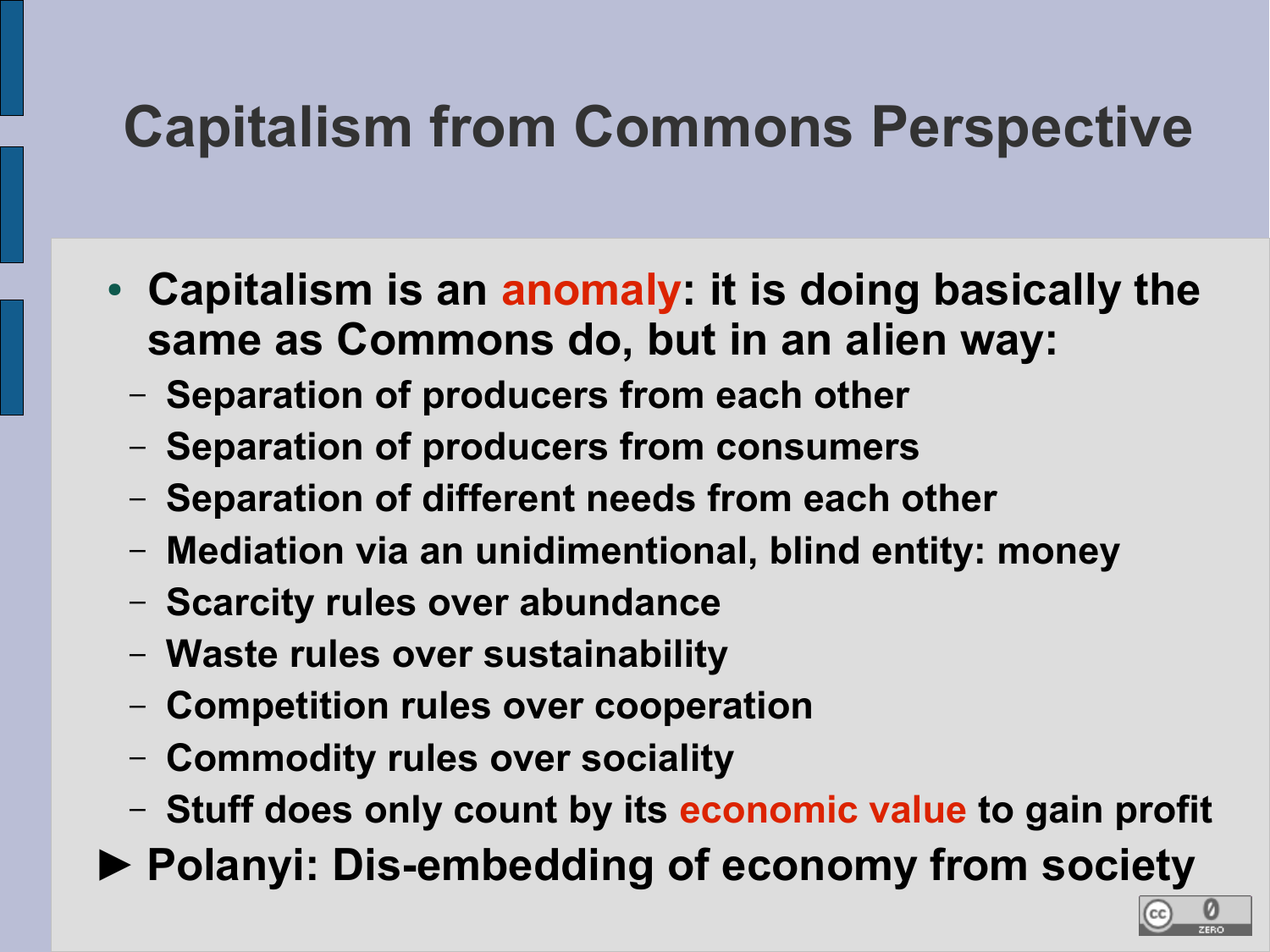# Capitalism from Commons Perspective

- **Capitalism is an anomaly: it is doing basically the same as Commons do, but in an alien way:**
  - **Separation of producers from each other**
  - **Separation of producers from consumers**
  - **Separation of different needs from each other**
  - **Mediation via an unidimentional, blind entity: money**
  - **Scarcity rules over abundance**
  - **Waste rules over sustainability**
  - **Competition rules over cooperation**
  - **Commodity rules over sociality**
  - **Stuff does only count by its economic value to gain profit**

► **Polanyi: Dis-embedding of economy from society**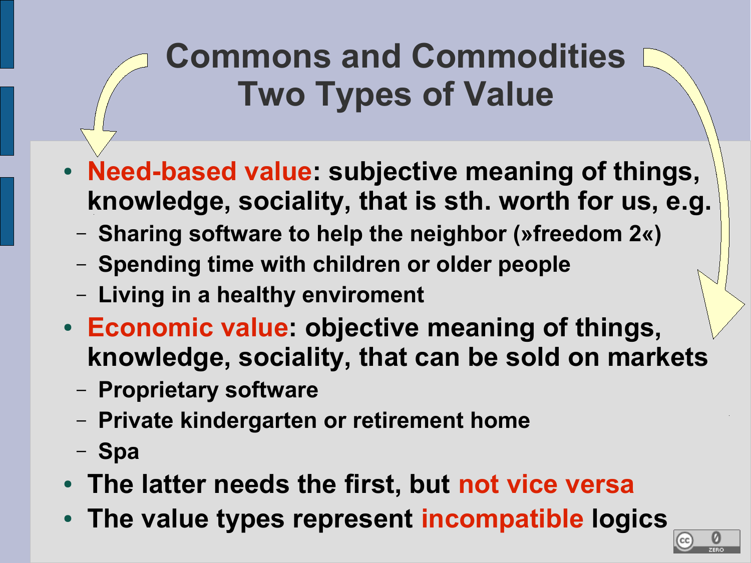# Commons and Commodities
# Two Types of Value

- **Need-based value: subjective meaning of things, knowledge, sociality, that is sth. worth for us, e.g.**
  - **Sharing software to help the neighbor (»freedom 2«)**
  - **Spending time with children or older people**
  - **Living in a healthy enviroment**
- **Economic value: objective meaning of things, knowledge, sociality, that can be sold on markets**
  - **Proprietary software**
  - **Private kindergarten or retirement home**
  - **Spa**
- **The latter needs the first, but not vice versa**
- **The value types represent incompatible logics**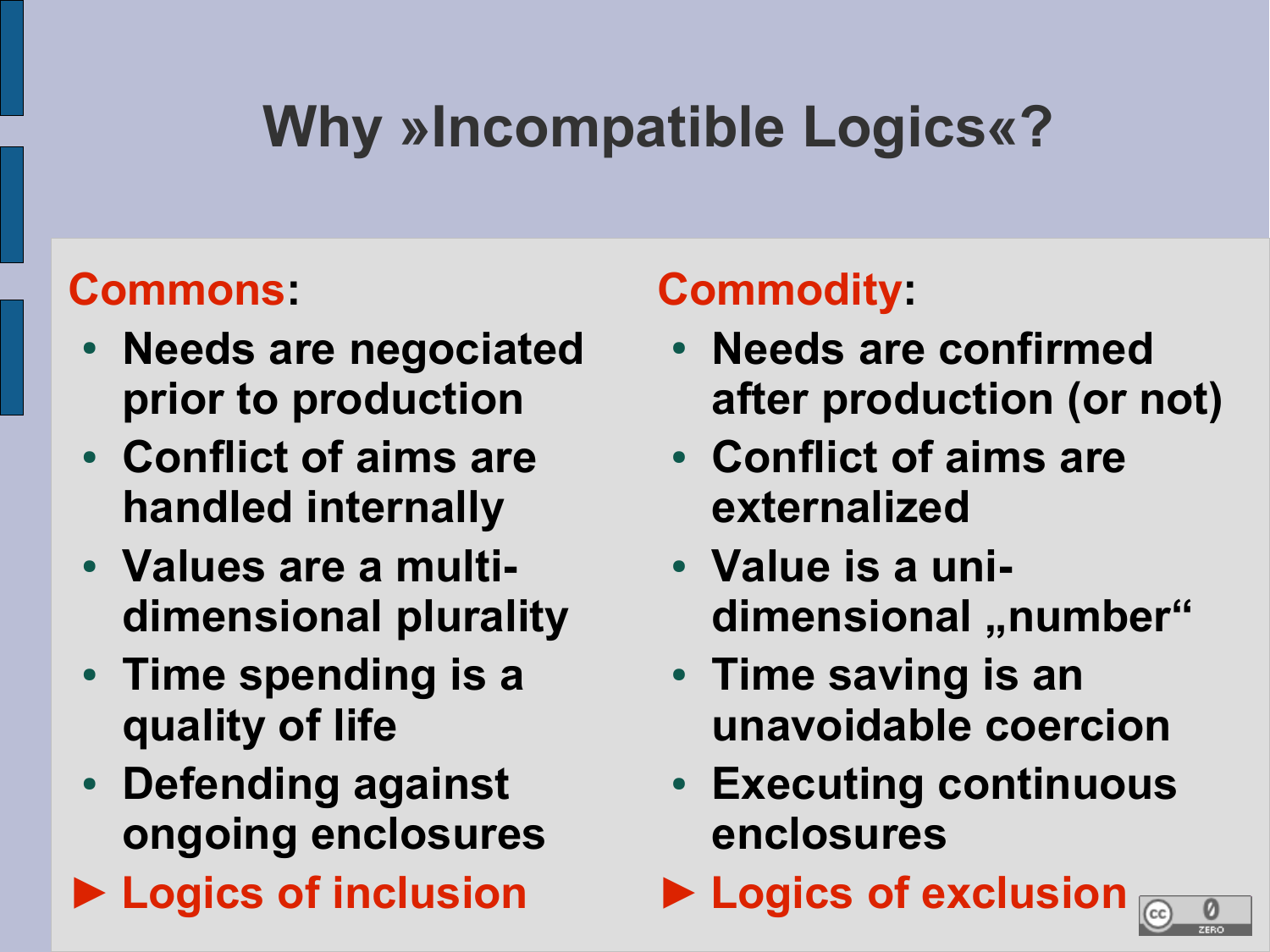# Why »Incompatible Logics«?

## Commons:

- Needs are negociated prior to production
- Conflict of aims are handled internally
- Values are a multi-dimensional plurality
- Time spending is a quality of life
- Defending against ongoing enclosures

► Logics of inclusion

## Commodity:

- Needs are confirmed after production (or not)
- Conflict of aims are externalized
- Value is a uni-dimensional „number“
- Time saving is an unavoidable coercion
- Executing continuous enclosures

► Logics of exclusion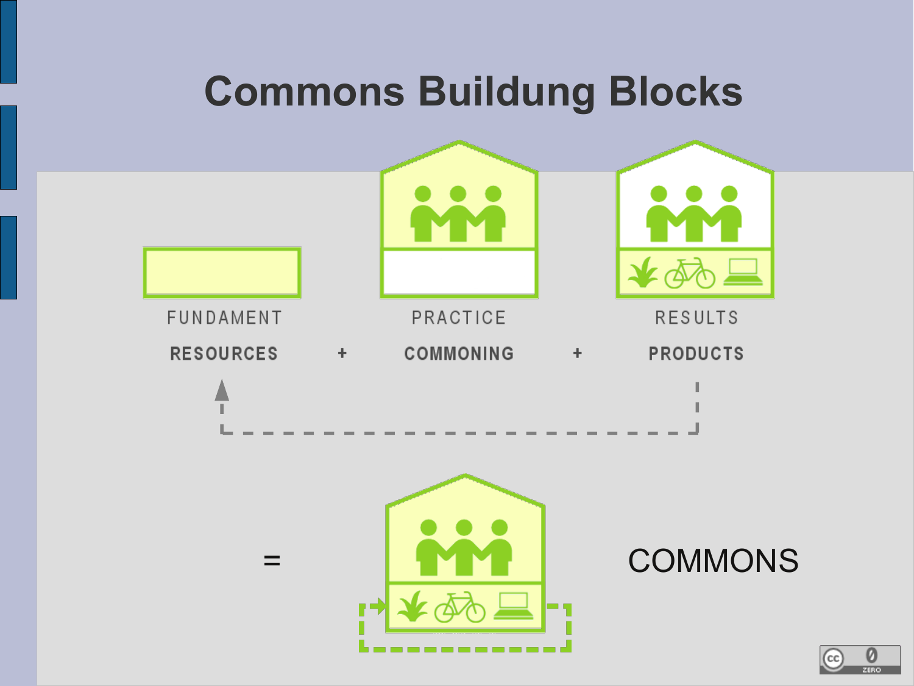# Commons Buildung Blocks

FUNDAMENT

RESOURCES

+

PRACTICE

COMMONING

+

RESULTS

PRODUCTS

=

COMMONS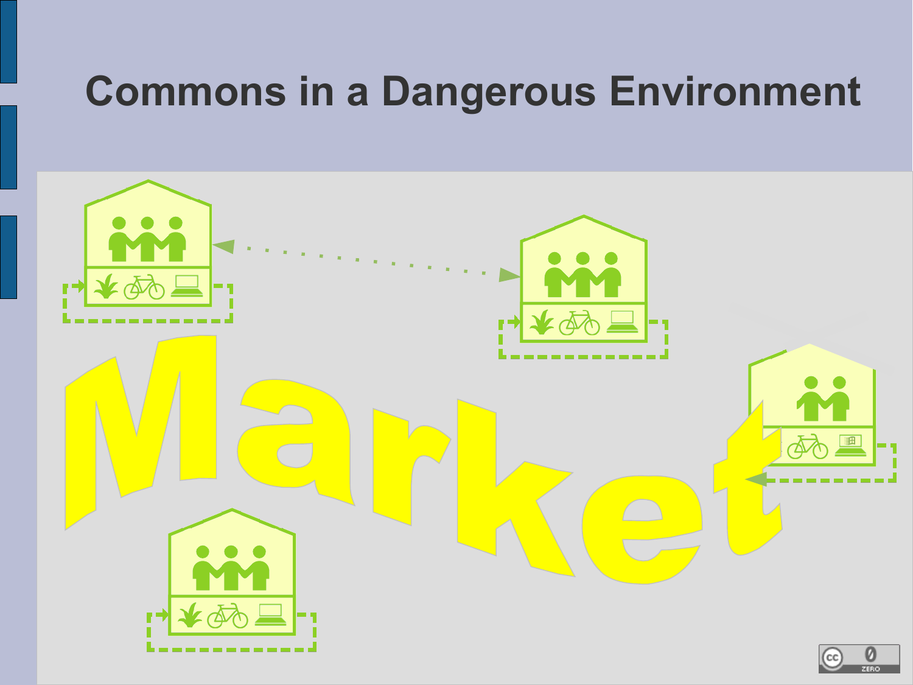# Commons in a Dangerous Environment

Market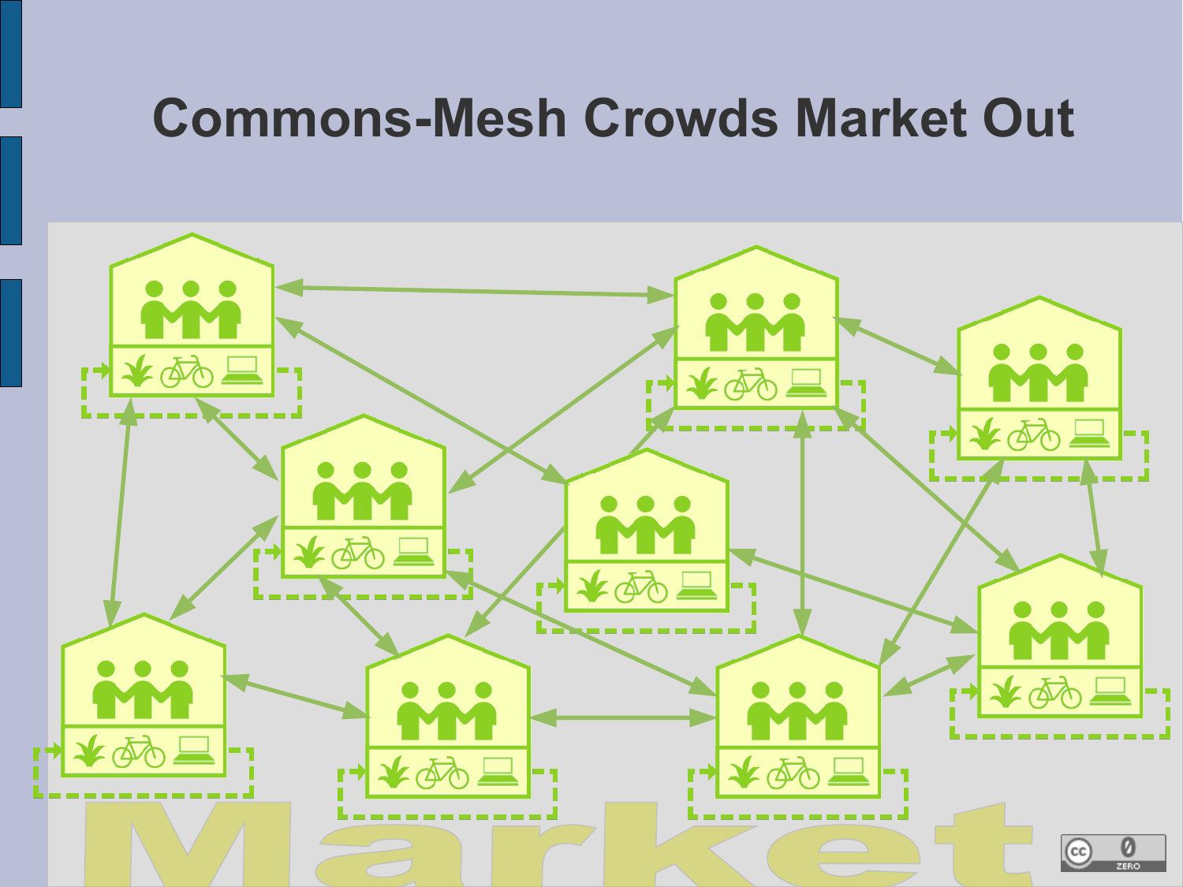# Commons-Mesh Crowds Market Out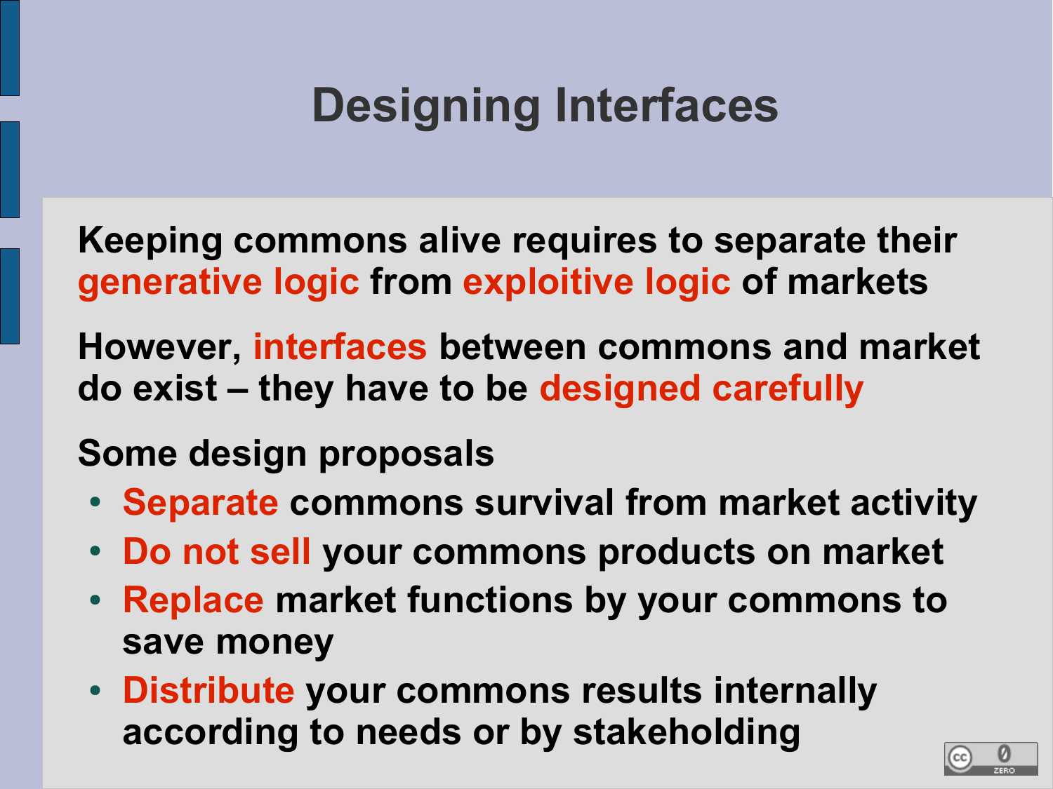# Designing Interfaces

**Keeping commons alive requires to separate their generative logic from exploitive logic of markets**

**However, interfaces between commons and market do exist – they have to be designed carefully**

**Some design proposals**

- **Separate commons survival from market activity**
- **Do not sell your commons products on market**
- **Replace market functions by your commons to save money**
- **Distribute your commons results internally according to needs or by stakeholding**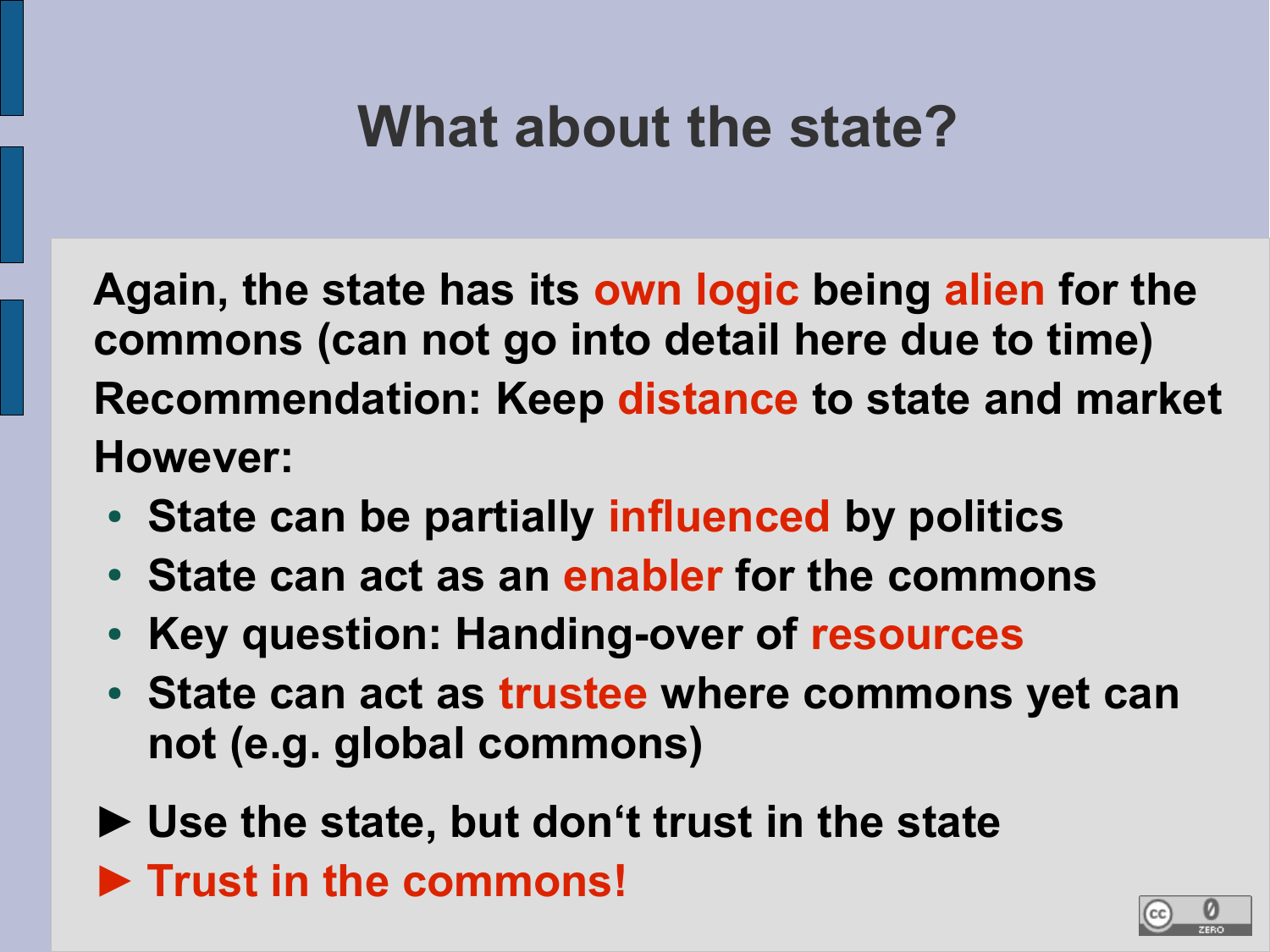# What about the state?

Again, the state has its own logic being alien for the commons (can not go into detail here due to time)

Recommendation: Keep distance to state and market

However:

- State can be partially influenced by politics
- State can act as an enabler for the commons
- Key question: Handing-over of resources
- State can act as trustee where commons yet can not (e.g. global commons)

► Use the state, but don‘t trust in the state

► Trust in the commons!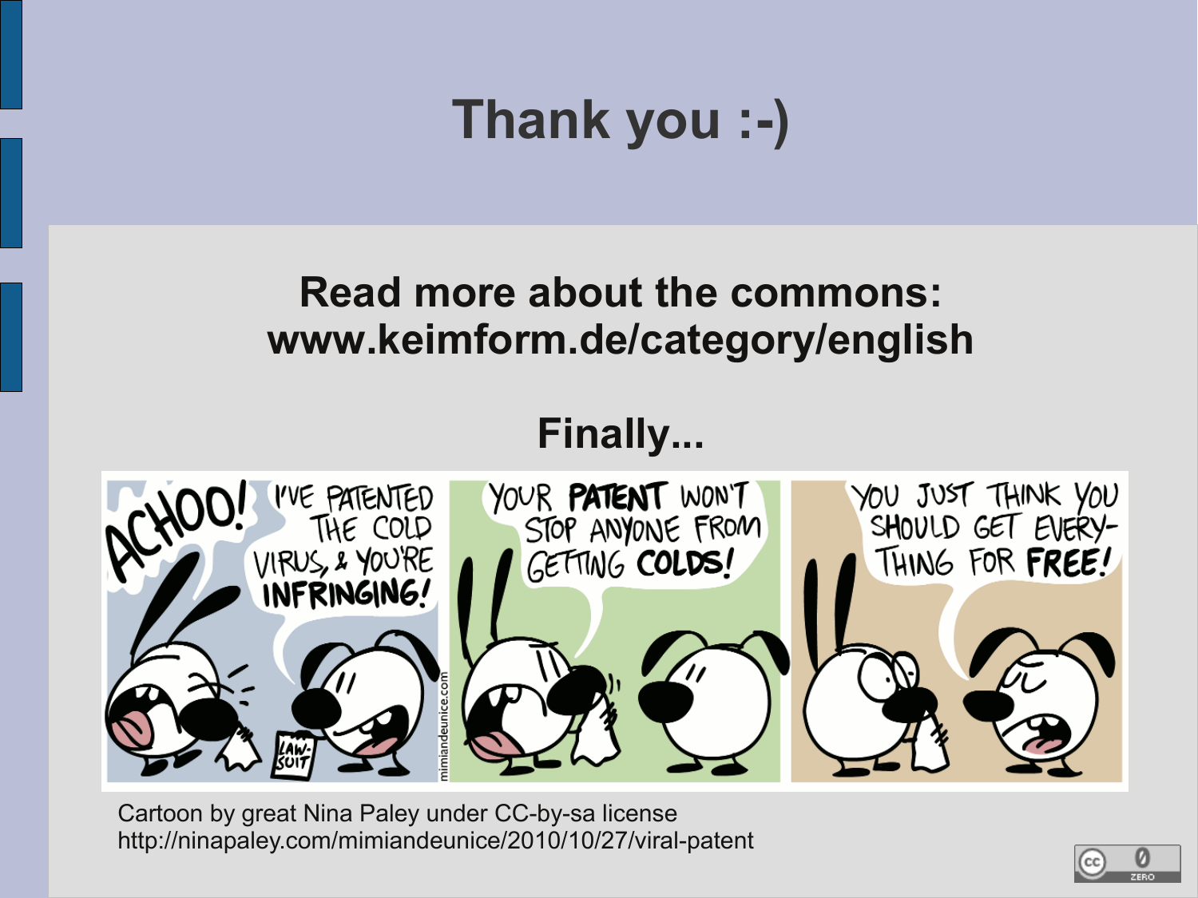# Thank you :-)

**Read more about the commons:**
**www.keimform.de/category/english**

**Finally...**

Cartoon by great Nina Paley under CC-by-sa license
http://ninapaley.com/mimiandeunice/2010/10/27/viral-patent